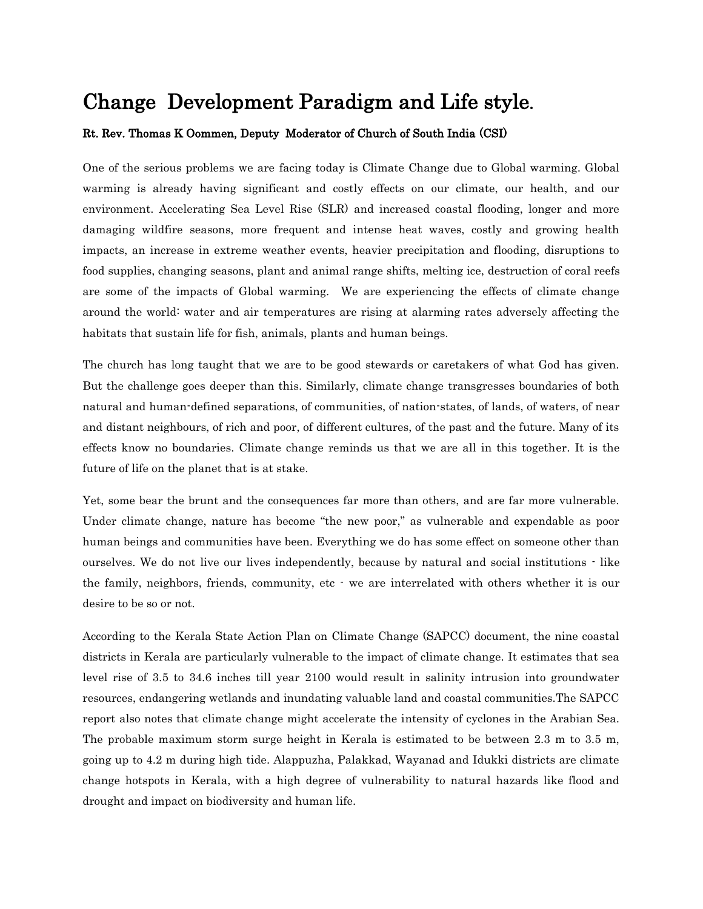# Change Development Paradigm and Life style.

**Rt. Rev. Thomas K Oommen, Deputy Moderator of Church of South India (CSI)**

One of the serious problems we are facing today is Climate Change due to Global warming. Global warming is already having significant and costly effects on our climate, our health, and our environment. Accelerating Sea Level Rise (SLR) and increased coastal flooding, longer and more damaging wildfire seasons, more frequent and intense heat waves, costly and growing health impacts, an increase in extreme weather events, heavier precipitation and flooding, disruptions to food supplies, changing seasons, plant and animal range shifts, melting ice, destruction of coral reefs are some of the impacts of Global warming. We are experiencing the effects of climate change around the world: water and air temperatures are rising at alarming rates adversely affecting the habitats that sustain life for fish, animals, plants and human beings.

The church has long taught that we are to be good stewards or caretakers of what God has given. But the challenge goes deeper than this. Similarly, climate change transgresses boundaries of both natural and human-defined separations, of communities, of nation-states, of lands, of waters, of near and distant neighbours, of rich and poor, of different cultures, of the past and the future. Many of its effects know no boundaries. Climate change reminds us that we are all in this together. It is the future of life on the planet that is at stake.

Yet, some bear the brunt and the consequences far more than others, and are far more vulnerable. Under climate change, nature has become "the new poor," as vulnerable and expendable as poor human beings and communities have been. Everything we do has some effect on someone other than ourselves. We do not live our lives independently, because by natural and social institutions - like the family, neighbors, friends, community, etc - we are interrelated with others whether it is our desire to be so or not.

According to the Kerala State Action Plan on Climate Change (SAPCC) document, the nine coastal districts in Kerala are particularly vulnerable to the impact of climate change. It estimates that sea level rise of 3.5 to 34.6 inches till year 2100 would result in salinity intrusion into groundwater resources, endangering wetlands and inundating valuable land and coastal communities.The SAPCC report also notes that climate change might accelerate the intensity of cyclones in the Arabian Sea. The probable maximum storm surge height in Kerala is estimated to be between 2.3 m to 3.5 m, going up to 4.2 m during high tide. Alappuzha, Palakkad, Wayanad and Idukki districts are climate change hotspots in Kerala, with a high degree of vulnerability to natural hazards like flood and drought and impact on biodiversity and human life.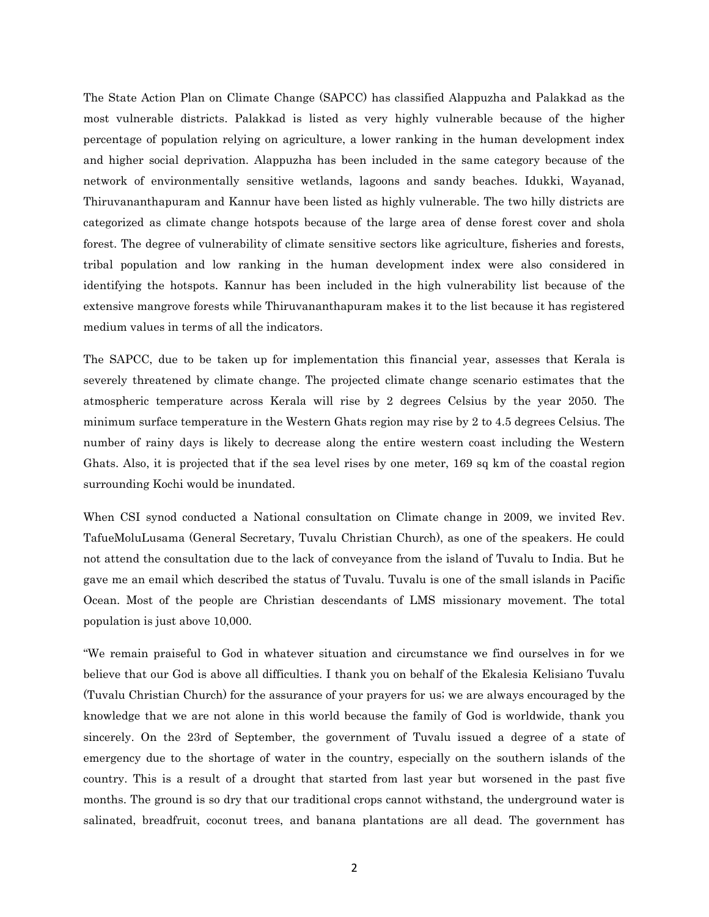The State Action Plan on Climate Change (SAPCC) has classified Alappuzha and Palakkad as the most vulnerable districts. Palakkad is listed as very highly vulnerable because of the higher percentage of population relying on agriculture, a lower ranking in the human development index and higher social deprivation. Alappuzha has been included in the same category because of the network of environmentally sensitive wetlands, lagoons and sandy beaches. Idukki, Wayanad, Thiruvananthapuram and Kannur have been listed as highly vulnerable. The two hilly districts are categorized as climate change hotspots because of the large area of dense forest cover and shola forest. The degree of vulnerability of climate sensitive sectors like agriculture, fisheries and forests, tribal population and low ranking in the human development index were also considered in identifying the hotspots. Kannur has been included in the high vulnerability list because of the extensive mangrove forests while Thiruvananthapuram makes it to the list because it has registered medium values in terms of all the indicators.

The SAPCC, due to be taken up for implementation this financial year, assesses that Kerala is severely threatened by climate change. The projected climate change scenario estimates that the atmospheric temperature across Kerala will rise by 2 degrees Celsius by the year 2050. The minimum surface temperature in the Western Ghats region may rise by 2 to 4.5 degrees Celsius. The number of rainy days is likely to decrease along the entire western coast including the Western Ghats. Also, it is projected that if the sea level rises by one meter, 169 sq km of the coastal region surrounding Kochi would be inundated.

When CSI synod conducted a National consultation on Climate change in 2009, we invited Rev. TafueMoluLusama (General Secretary, Tuvalu Christian Church), as one of the speakers. He could not attend the consultation due to the lack of conveyance from the island of Tuvalu to India. But he gave me an email which described the status of Tuvalu. Tuvalu is one of the small islands in Pacific Ocean. Most of the people are Christian descendants of LMS missionary movement. The total population is just above 10,000.

"We remain praiseful to God in whatever situation and circumstance we find ourselves in for we believe that our God is above all difficulties. I thank you on behalf of the Ekalesia Kelisiano Tuvalu (Tuvalu Christian Church) for the assurance of your prayers for us; we are always encouraged by the knowledge that we are not alone in this world because the family of God is worldwide, thank you sincerely. On the 23rd of September, the government of Tuvalu issued a degree of a state of emergency due to the shortage of water in the country, especially on the southern islands of the country. This is a result of a drought that started from last year but worsened in the past five months. The ground is so dry that our traditional crops cannot withstand, the underground water is salinated, breadfruit, coconut trees, and banana plantations are all dead. The government has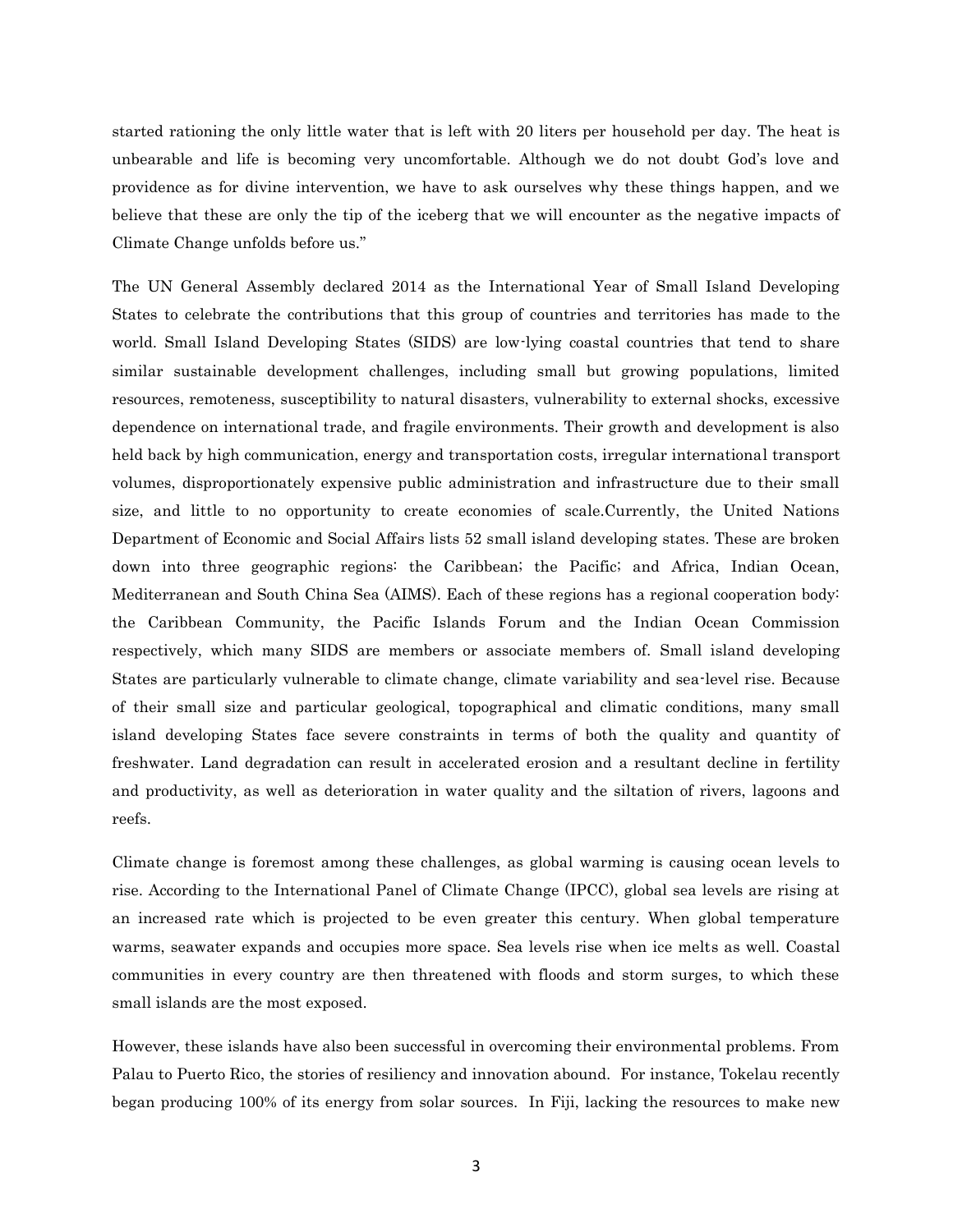started rationing the only little water that is left with 20 liters per household per day. The heat is unbearable and life is becoming very uncomfortable. Although we do not doubt God's love and providence as for divine intervention, we have to ask ourselves why these things happen, and we believe that these are only the tip of the iceberg that we will encounter as the negative impacts of Climate Change unfolds before us."

The UN General Assembly declared 2014 as the International Year of Small Island Developing States to celebrate the contributions that this group of countries and territories has made to the world. Small Island Developing States (SIDS) are low-lying coastal countries that tend to share similar sustainable development challenges, including small but growing populations, limited resources, remoteness, susceptibility to natural disasters, vulnerability to external shocks, excessive dependence on international trade, and fragile environments. Their growth and development is also held back by high communication, energy and transportation costs, irregular international transport volumes, disproportionately expensive public administration and infrastructure due to their small size, and little to no opportunity to create economies of scale.Currently, the United Nations Department of Economic and Social Affairs lists 52 small island developing states. These are broken down into three geographic regions: the Caribbean; the Pacific; and Africa, Indian Ocean, Mediterranean and South China Sea (AIMS). Each of these regions has a regional cooperation body: the Caribbean Community, the Pacific Islands Forum and the Indian Ocean Commission respectively, which many SIDS are members or associate members of. Small island developing States are particularly vulnerable to climate change, climate variability and sea-level rise. Because of their small size and particular geological, topographical and climatic conditions, many small island developing States face severe constraints in terms of both the quality and quantity of freshwater. Land degradation can result in accelerated erosion and a resultant decline in fertility and productivity, as well as deterioration in water quality and the siltation of rivers, lagoons and reefs.

Climate change is foremost among these challenges, as global warming is causing ocean levels to rise. According to the International Panel of Climate Change (IPCC), global sea levels are rising at an increased rate which is projected to be even greater this century. When global temperature warms, seawater expands and occupies more space. Sea levels rise when ice melts as well. Coastal communities in every country are then threatened with floods and storm surges, to which these small islands are the most exposed.

However, these islands have also been successful in overcoming their environmental problems. From Palau to Puerto Rico, the stories of resiliency and innovation abound. For instance, Tokelau recently began producing 100% of its energy from solar sources. In Fiji, lacking the resources to make new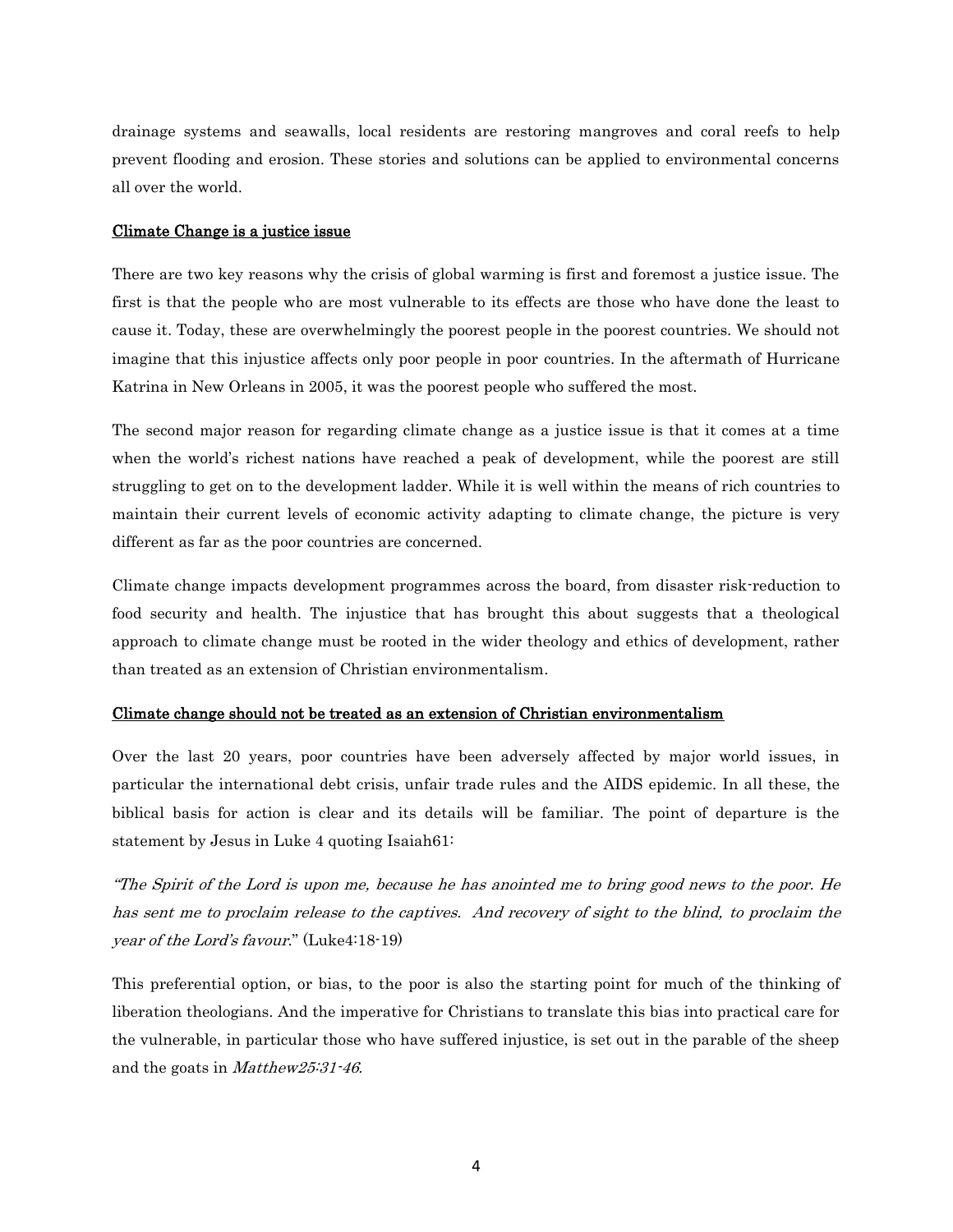drainage systems and seawalls, local residents are restoring mangroves and coral reefs to help prevent flooding and erosion. These stories and solutions can be applied to environmental concerns all over the world.

## Climate Change is a justice issue

There are two key reasons why the crisis of global warming is first and foremost a justice issue. The first is that the people who are most vulnerable to its effects are those who have done the least to cause it. Today, these are overwhelmingly the poorest people in the poorest countries. We should not imagine that this injustice affects only poor people in poor countries. In the aftermath of Hurricane Katrina in New Orleans in 2005, it was the poorest people who suffered the most.

The second major reason for regarding climate change as a justice issue is that it comes at a time when the world's richest nations have reached a peak of development, while the poorest are still struggling to get on to the development ladder. While it is well within the means of rich countries to maintain their current levels of economic activity adapting to climate change, the picture is very different as far as the poor countries are concerned.

Climate change impacts development programmes across the board, from disaster risk-reduction to food security and health. The injustice that has brought this about suggests that a theological approach to climate change must be rooted in the wider theology and ethics of development, rather than treated as an extension of Christian environmentalism.

## Climate change should not be treated as an extension of Christian environmentalism

Over the last 20 years, poor countries have been adversely affected by major world issues, in particular the international debt crisis, unfair trade rules and the AIDS epidemic. In all these, the biblical basis for action is clear and its details will be familiar. The point of departure is the statement by Jesus in Luke 4 quoting Isaiah61:

"*The Spirit of the Lord is upon me, because he has anointed me to bring good news to the poor. He has sent me to proclaim release to the captives. And recovery of sight to the blind, to proclaim the year of the Lord's favour*." (Luke4:18-19)

This preferential option, or bias, to the poor is also the starting point for much of the thinking of liberation theologians. And the imperative for Christians to translate this bias into practical care for the vulnerable, in particular those who have suffered injustice, is set out in the parable of the sheep and the goats in *Matthew25:31-46.*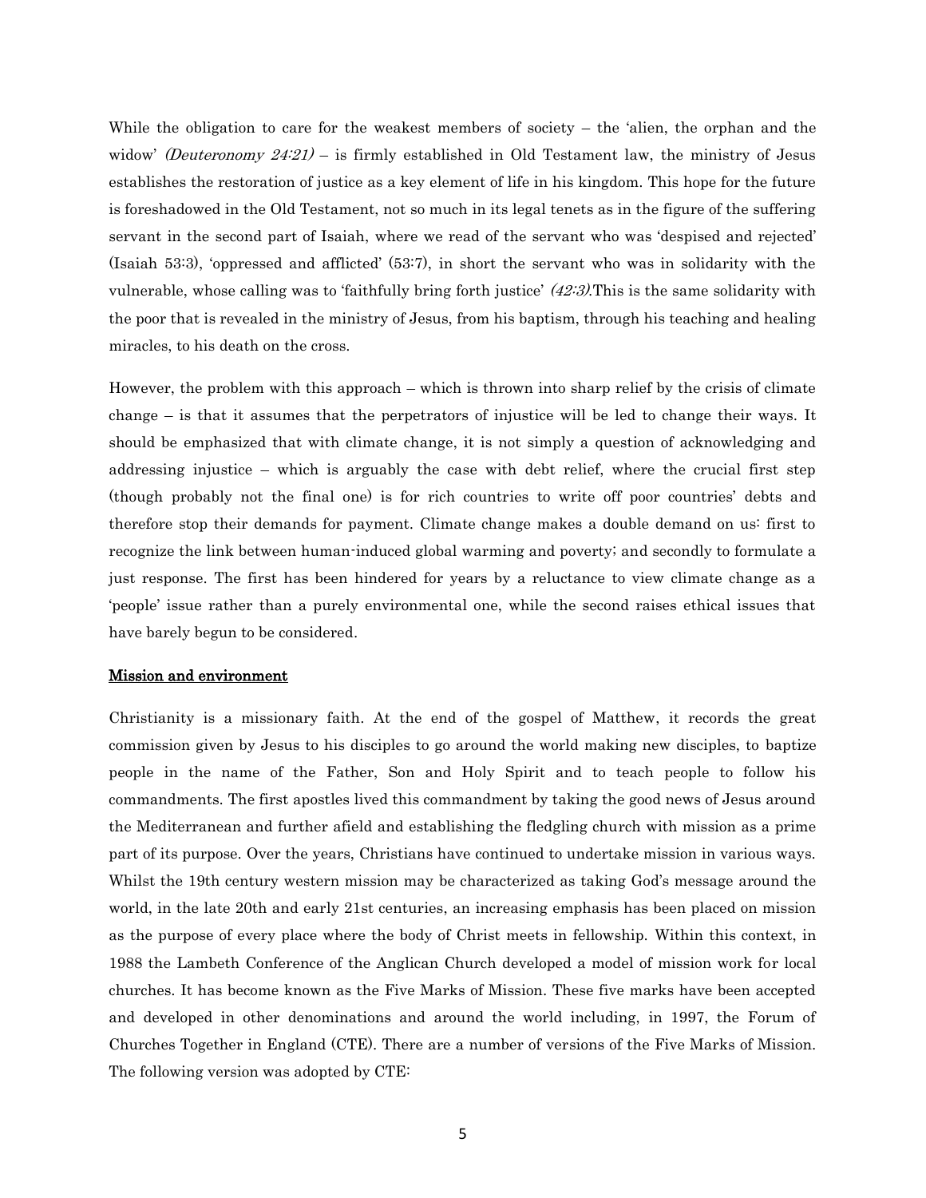While the obligation to care for the weakest members of society – the 'alien, the orphan and the widow' *(Deuteronomy 24:21)* – is firmly established in Old Testament law, the ministry of Jesus establishes the restoration of justice as a key element of life in his kingdom. This hope for the future is foreshadowed in the Old Testament, not so much in its legal tenets as in the figure of the suffering servant in the second part of Isaiah, where we read of the servant who was 'despised and rejected' (Isaiah 53:3), 'oppressed and afflicted' (53:7), in short the servant who was in solidarity with the vulnerable, whose calling was to 'faithfully bring forth justice' *(42:3)*.This is the same solidarity with the poor that is revealed in the ministry of Jesus, from his baptism, through his teaching and healing miracles, to his death on the cross.

However, the problem with this approach – which is thrown into sharp relief by the crisis of climate change – is that it assumes that the perpetrators of injustice will be led to change their ways. It should be emphasized that with climate change, it is not simply a question of acknowledging and addressing injustice – which is arguably the case with debt relief, where the crucial first step (though probably not the final one) is for rich countries to write off poor countries' debts and therefore stop their demands for payment. Climate change makes a double demand on us: first to recognize the link between human-induced global warming and poverty; and secondly to formulate a just response. The first has been hindered for years by a reluctance to view climate change as a 'people' issue rather than a purely environmental one, while the second raises ethical issues that have barely begun to be considered.

## Mission and environment

Christianity is a missionary faith. At the end of the gospel of Matthew, it records the great commission given by Jesus to his disciples to go around the world making new disciples, to baptize people in the name of the Father, Son and Holy Spirit and to teach people to follow his commandments. The first apostles lived this commandment by taking the good news of Jesus around the Mediterranean and further afield and establishing the fledgling church with mission as a prime part of its purpose. Over the years, Christians have continued to undertake mission in various ways. Whilst the 19th century western mission may be characterized as taking God's message around the world, in the late 20th and early 21st centuries, an increasing emphasis has been placed on mission as the purpose of every place where the body of Christ meets in fellowship. Within this context, in 1988 the Lambeth Conference of the Anglican Church developed a model of mission work for local churches. It has become known as the Five Marks of Mission. These five marks have been accepted and developed in other denominations and around the world including, in 1997, the Forum of Churches Together in England (CTE). There are a number of versions of the Five Marks of Mission. The following version was adopted by CTE: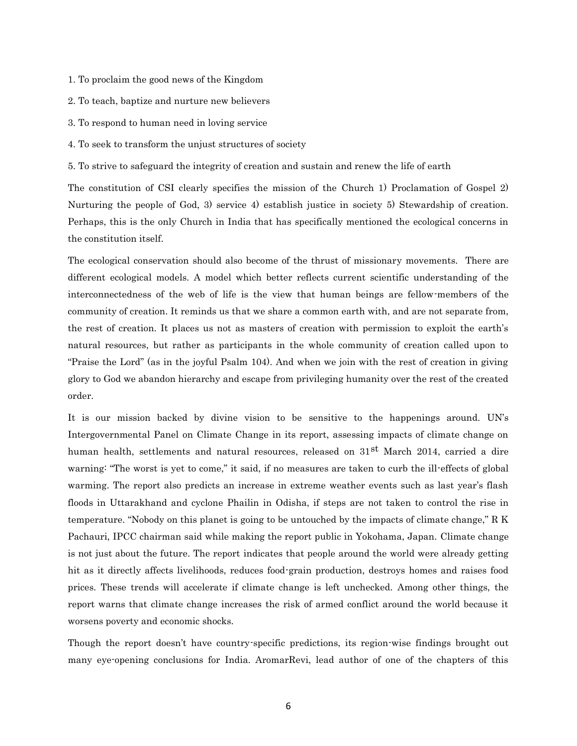1. To proclaim the good news of the Kingdom

2. To teach, baptize and nurture new believers

3. To respond to human need in loving service

4. To seek to transform the unjust structures of society

5. To strive to safeguard the integrity of creation and sustain and renew the life of earth

The constitution of CSI clearly specifies the mission of the Church 1) Proclamation of Gospel 2) Nurturing the people of God, 3) service 4) establish justice in society 5) Stewardship of creation. Perhaps, this is the only Church in India that has specifically mentioned the ecological concerns in the constitution itself.

The ecological conservation should also become of the thrust of missionary movements. There are different ecological models. A model which better reflects current scientific understanding of the interconnectedness of the web of life is the view that human beings are fellow-members of the community of creation. It reminds us that we share a common earth with, and are not separate from, the rest of creation. It places us not as masters of creation with permission to exploit the earth's natural resources, but rather as participants in the whole community of creation called upon to "Praise the Lord" (as in the joyful Psalm 104). And when we join with the rest of creation in giving glory to God we abandon hierarchy and escape from privileging humanity over the rest of the created order.

It is our mission backed by divine vision to be sensitive to the happenings around. UN's Intergovernmental Panel on Climate Change in its report, assessing impacts of climate change on human health, settlements and natural resources, released on 31st March 2014, carried a dire warning: "The worst is yet to come," it said, if no measures are taken to curb the ill-effects of global warming. The report also predicts an increase in extreme weather events such as last year's flash floods in Uttarakhand and cyclone Phailin in Odisha, if steps are not taken to control the rise in temperature. "Nobody on this planet is going to be untouched by the impacts of climate change," R K Pachauri, IPCC chairman said while making the report public in Yokohama, Japan. Climate change is not just about the future. The report indicates that people around the world were already getting hit as it directly affects livelihoods, reduces food-grain production, destroys homes and raises food prices. These trends will accelerate if climate change is left unchecked. Among other things, the report warns that climate change increases the risk of armed conflict around the world because it worsens poverty and economic shocks.

Though the report doesn't have country-specific predictions, its region-wise findings brought out many eye-opening conclusions for India. AromarRevi, lead author of one of the chapters of this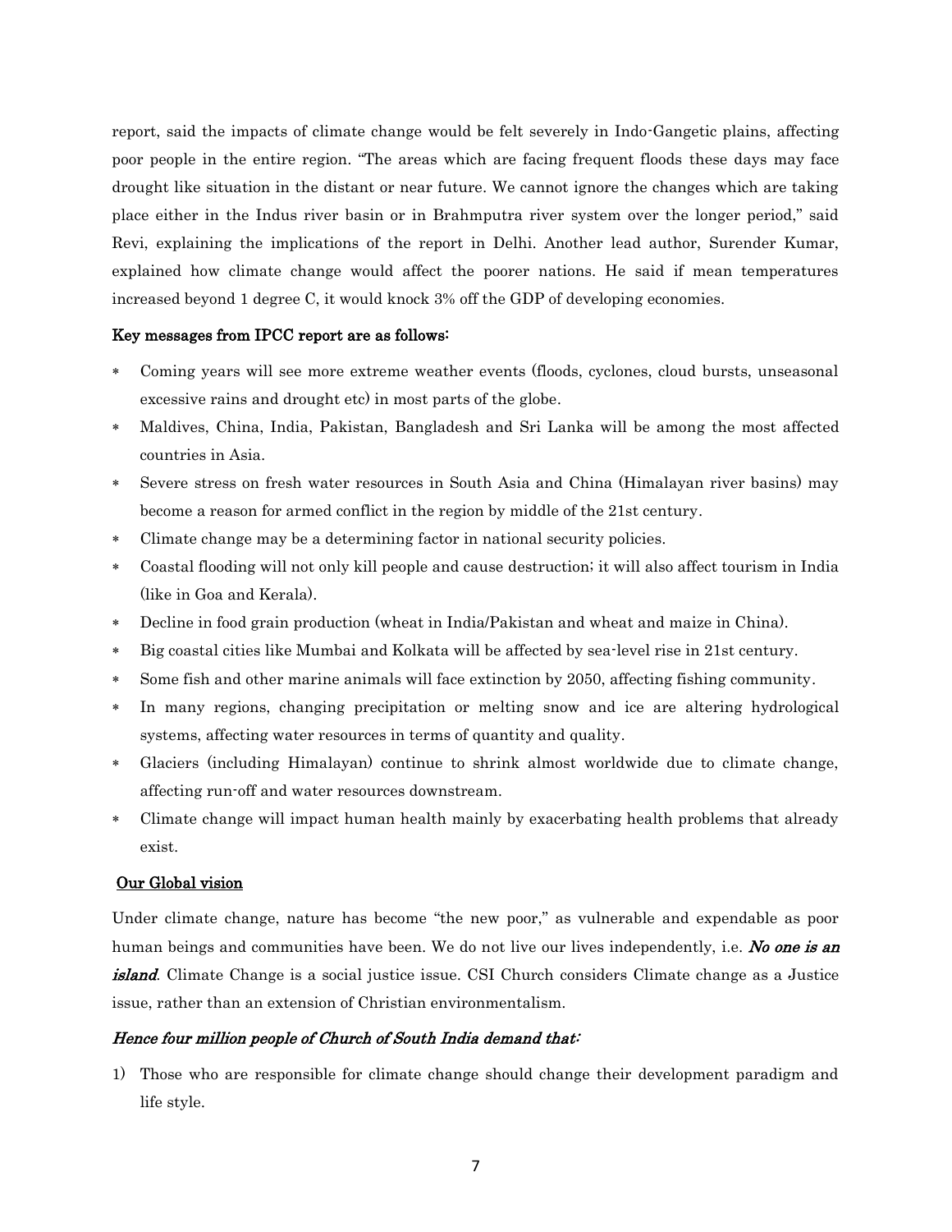report, said the impacts of climate change would be felt severely in Indo-Gangetic plains, affecting poor people in the entire region. "The areas which are facing frequent floods these days may face drought like situation in the distant or near future. We cannot ignore the changes which are taking place either in the Indus river basin or in Brahmputra river system over the longer period," said Revi, explaining the implications of the report in Delhi. Another lead author, Surender Kumar, explained how climate change would affect the poorer nations. He said if mean temperatures increased beyond 1 degree C, it would knock 3% off the GDP of developing economies.

**Key messages from IPCC report are as follows:**

- Coming years will see more extreme weather events (floods, cyclones, cloud bursts, unseasonal excessive rains and drought etc) in most parts of the globe.
- Maldives, China, India, Pakistan, Bangladesh and Sri Lanka will be among the most affected countries in Asia.
- Severe stress on fresh water resources in South Asia and China (Himalayan river basins) may become a reason for armed conflict in the region by middle of the 21st century.
- Climate change may be a determining factor in national security policies.
- Coastal flooding will not only kill people and cause destruction; it will also affect tourism in India (like in Goa and Kerala).
- Decline in food grain production (wheat in India/Pakistan and wheat and maize in China).
- Big coastal cities like Mumbai and Kolkata will be affected by sea-level rise in 21st century.
- Some fish and other marine animals will face extinction by 2050, affecting fishing community.
- In many regions, changing precipitation or melting snow and ice are altering hydrological systems, affecting water resources in terms of quantity and quality.
- Glaciers (including Himalayan) continue to shrink almost worldwide due to climate change, affecting run-off and water resources downstream.
- Climate change will impact human health mainly by exacerbating health problems that already exist.

**Our Global vision**

Under climate change, nature has become "the new poor," as vulnerable and expendable as poor human beings and communities have been. We do not live our lives independently, i.e. ***No one is an island***. Climate Change is a social justice issue. CSI Church considers Climate change as a Justice issue, rather than an extension of Christian environmentalism.

***Hence four million people of Church of South India demand that:***

1) Those who are responsible for climate change should change their development paradigm and life style.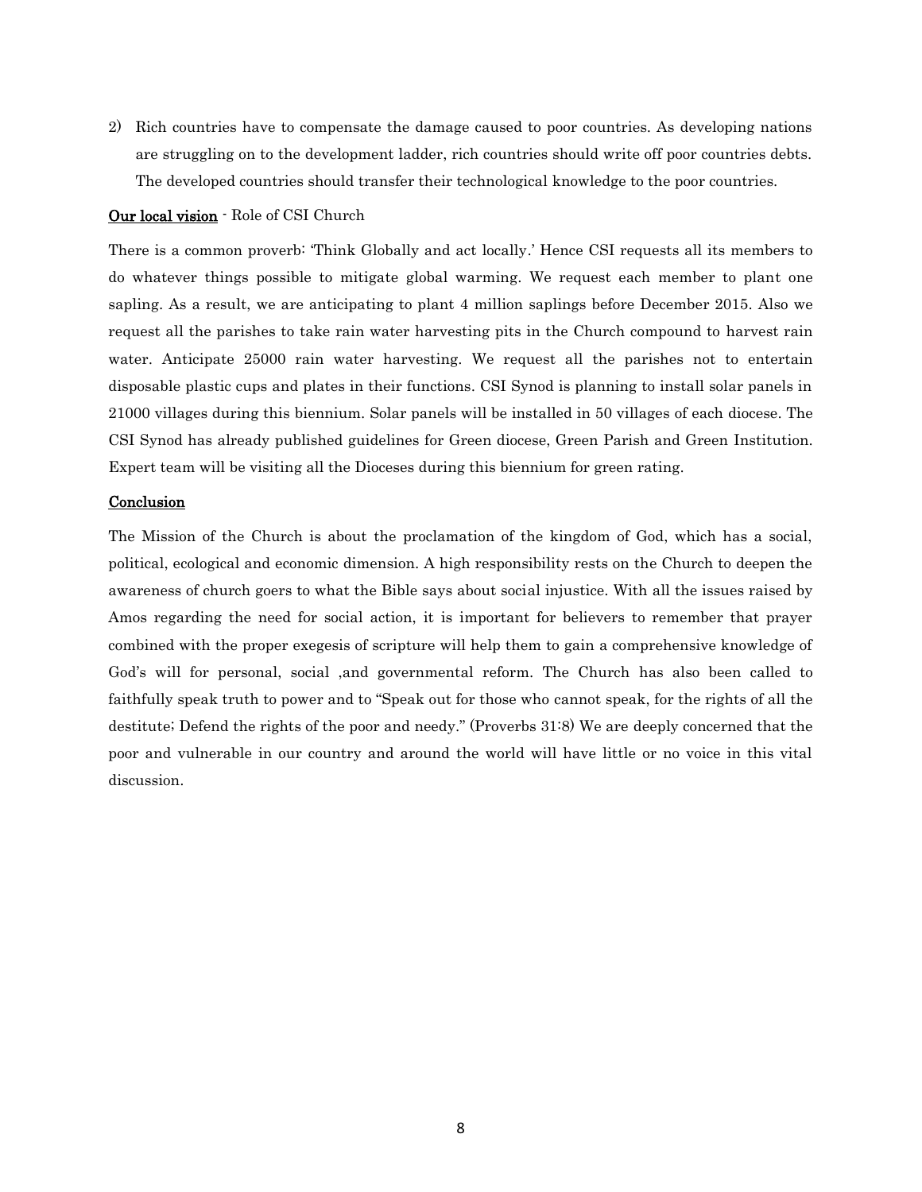2) Rich countries have to compensate the damage caused to poor countries. As developing nations are struggling on to the development ladder, rich countries should write off poor countries debts. The developed countries should transfer their technological knowledge to the poor countries.

<u>Our local vision</u> - Role of CSI Church

There is a common proverb: 'Think Globally and act locally.' Hence CSI requests all its members to do whatever things possible to mitigate global warming. We request each member to plant one sapling. As a result, we are anticipating to plant 4 million saplings before December 2015. Also we request all the parishes to take rain water harvesting pits in the Church compound to harvest rain water. Anticipate 25000 rain water harvesting. We request all the parishes not to entertain disposable plastic cups and plates in their functions. CSI Synod is planning to install solar panels in 21000 villages during this biennium. Solar panels will be installed in 50 villages of each diocese. The CSI Synod has already published guidelines for Green diocese, Green Parish and Green Institution. Expert team will be visiting all the Dioceses during this biennium for green rating.

<u>Conclusion</u>

The Mission of the Church is about the proclamation of the kingdom of God, which has a social, political, ecological and economic dimension. A high responsibility rests on the Church to deepen the awareness of church goers to what the Bible says about social injustice. With all the issues raised by Amos regarding the need for social action, it is important for believers to remember that prayer combined with the proper exegesis of scripture will help them to gain a comprehensive knowledge of God's will for personal, social ,and governmental reform. The Church has also been called to faithfully speak truth to power and to "Speak out for those who cannot speak, for the rights of all the destitute; Defend the rights of the poor and needy." (Proverbs 31:8) We are deeply concerned that the poor and vulnerable in our country and around the world will have little or no voice in this vital discussion.